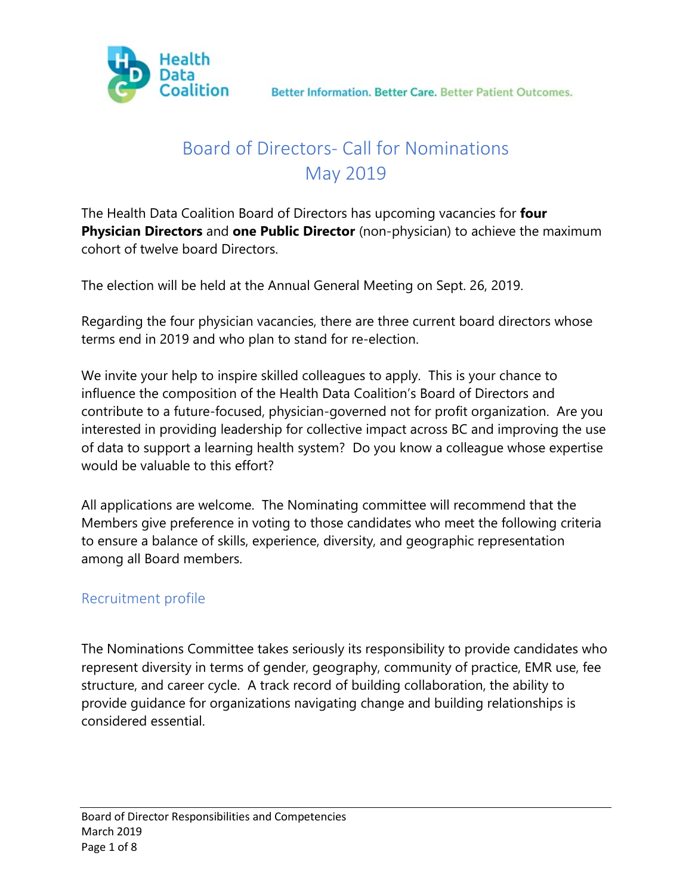Better Information. Better Care. Better Patient Outcomes.

# Board of Directors- Call for Nominations May 2019

The Health Data Coalition Board of Directors has upcoming vacancies for **four Physician Directors** and **one Public Director** (non-physician) to achieve the maximum cohort of twelve board Directors.

The election will be held at the Annual General Meeting on Sept. 26, 2019.

Regarding the four physician vacancies, there are three current board directors whose terms end in 2019 and who plan to stand for re-election.

We invite your help to inspire skilled colleagues to apply. This is your chance to influence the composition of the Health Data Coalition's Board of Directors and contribute to a future-focused, physician-governed not for profit organization. Are you interested in providing leadership for collective impact across BC and improving the use of data to support a learning health system? Do you know a colleague whose expertise would be valuable to this effort?

All applications are welcome. The Nominating committee will recommend that the Members give preference in voting to those candidates who meet the following criteria to ensure a balance of skills, experience, diversity, and geographic representation among all Board members.

## Recruitment profile

The Nominations Committee takes seriously its responsibility to provide candidates who represent diversity in terms of gender, geography, community of practice, EMR use, fee structure, and career cycle. A track record of building collaboration, the ability to provide guidance for organizations navigating change and building relationships is considered essential.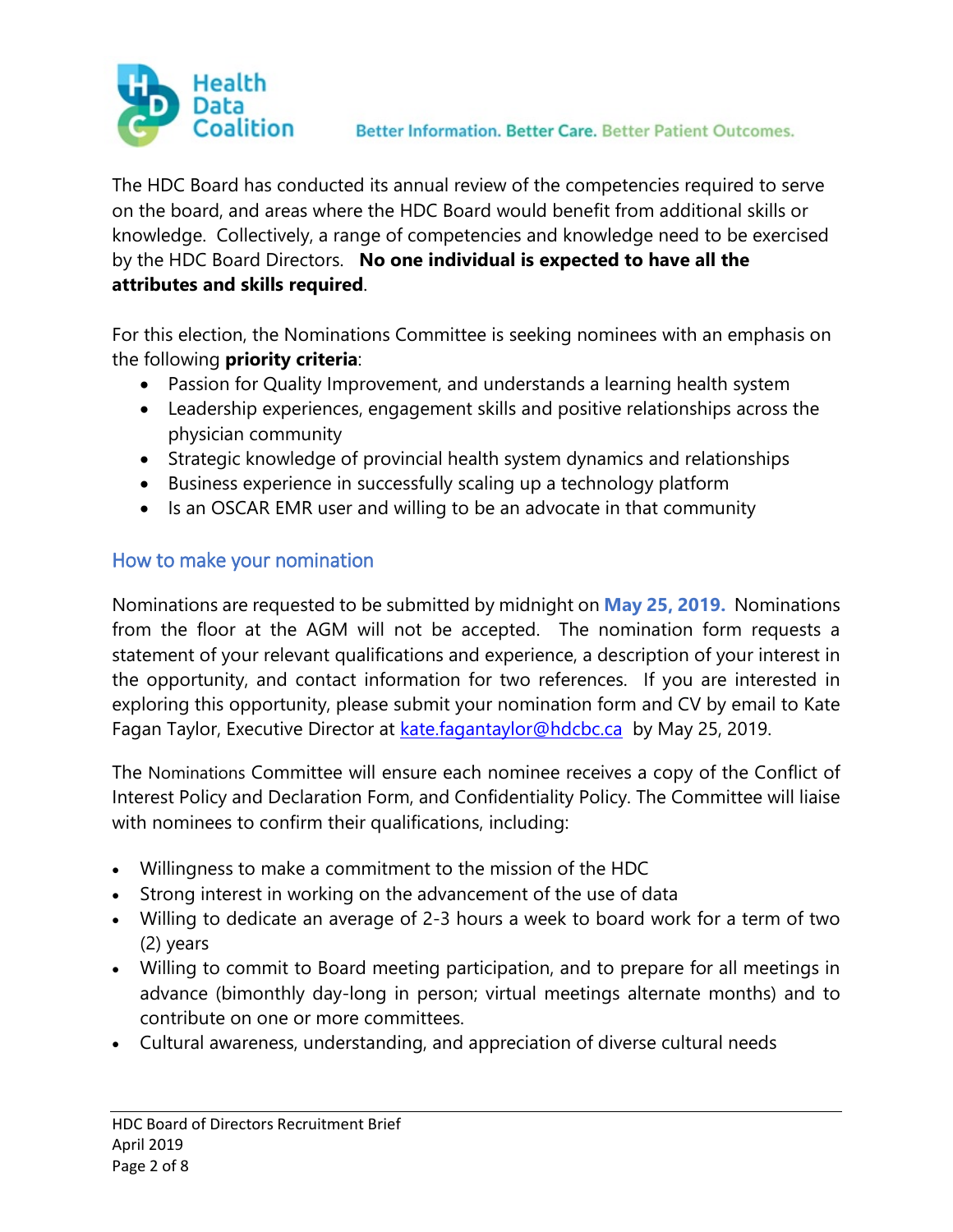The HDC Board has conducted its annual review of the competencies required to serve on the board, and areas where the HDC Board would benefit from additional skills or knowledge. Collectively, a range of competencies and knowledge need to be exercised by the HDC Board Directors. **No one individual is expected to have all the attributes and skills required**.

For this election, the Nominations Committee is seeking nominees with an emphasis on the following **priority criteria**:

- Passion for Quality Improvement, and understands a learning health system
- Leadership experiences, engagement skills and positive relationships across the physician community
- Strategic knowledge of provincial health system dynamics and relationships
- Business experience in successfully scaling up a technology platform
- Is an OSCAR EMR user and willing to be an advocate in that community

## How to make your nomination

Nominations are requested to be submitted by midnight on **May 25, 2019.** Nominations from the floor at the AGM will not be accepted. The nomination form requests a statement of your relevant qualifications and experience, a description of your interest in the opportunity, and contact information for two references. If you are interested in exploring this opportunity, please submit your nomination form and CV by email to Kate Fagan Taylor, Executive Director at kate.fagantaylor@hdcbc.ca by May 25, 2019.

The Nominations Committee will ensure each nominee receives a copy of the Conflict of Interest Policy and Declaration Form, and Confidentiality Policy. The Committee will liaise with nominees to confirm their qualifications, including:

- Willingness to make a commitment to the mission of the HDC
- Strong interest in working on the advancement of the use of data
- Willing to dedicate an average of 2-3 hours a week to board work for a term of two (2) years
- Willing to commit to Board meeting participation, and to prepare for all meetings in advance (bimonthly day-long in person; virtual meetings alternate months) and to contribute on one or more committees.
- Cultural awareness, understanding, and appreciation of diverse cultural needs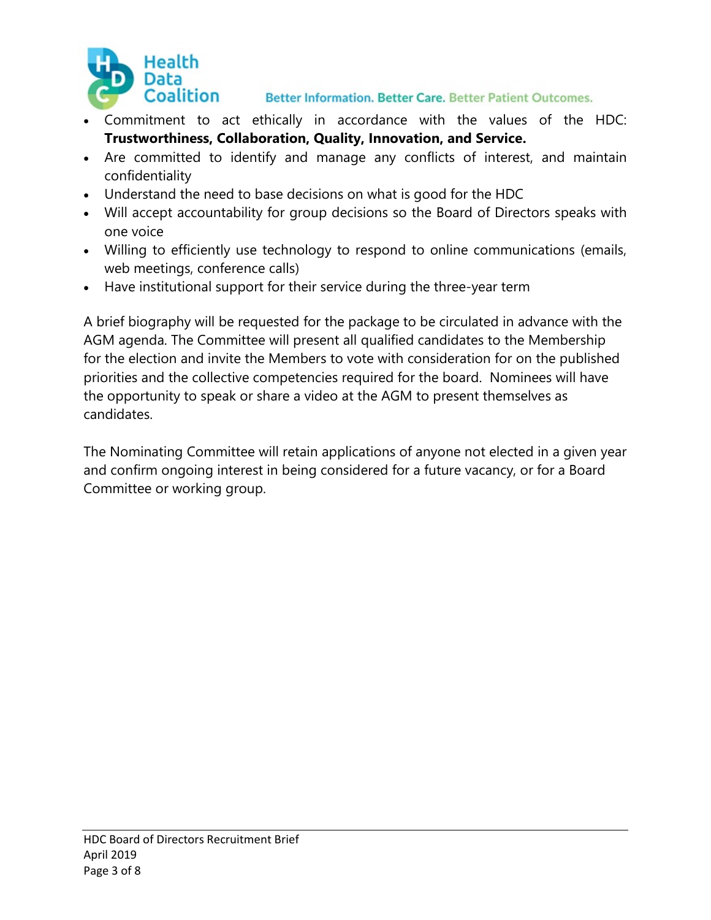- Commitment to act ethically in accordance with the values of the HDC: **Trustworthiness, Collaboration, Quality, Innovation, and Service.**
- Are committed to identify and manage any conflicts of interest, and maintain confidentiality
- Understand the need to base decisions on what is good for the HDC
- Will accept accountability for group decisions so the Board of Directors speaks with one voice
- Willing to efficiently use technology to respond to online communications (emails, web meetings, conference calls)
- Have institutional support for their service during the three-year term

A brief biography will be requested for the package to be circulated in advance with the AGM agenda. The Committee will present all qualified candidates to the Membership for the election and invite the Members to vote with consideration for on the published priorities and the collective competencies required for the board. Nominees will have the opportunity to speak or share a video at the AGM to present themselves as candidates.

The Nominating Committee will retain applications of anyone not elected in a given year and confirm ongoing interest in being considered for a future vacancy, or for a Board Committee or working group.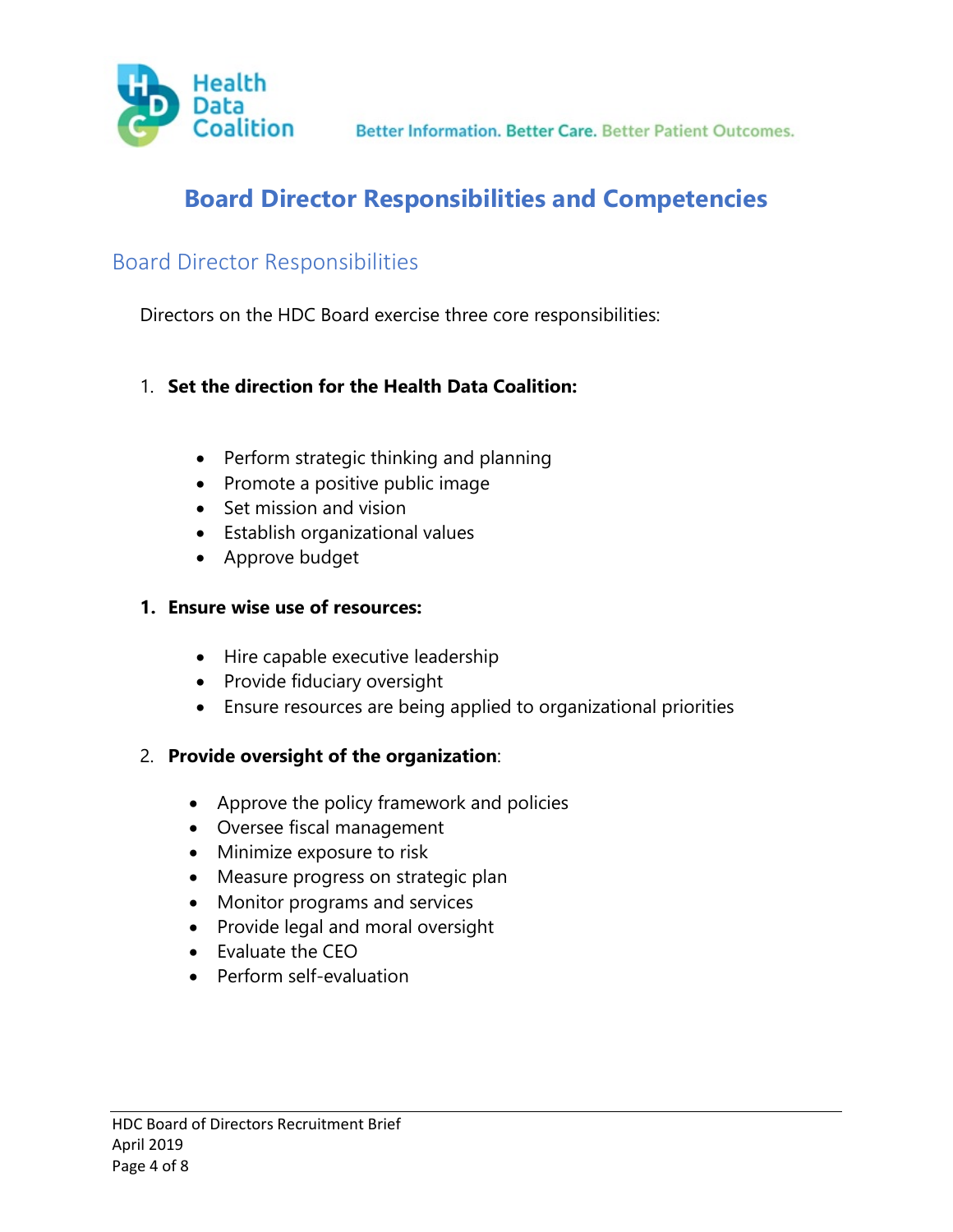# Board Director Responsibilities and Competencies

## Board Director Responsibilities

Directors on the HDC Board exercise three core responsibilities:

1. **Set the direction for the Health Data Coalition:**

   - Perform strategic thinking and planning
   - Promote a positive public image
   - Set mission and vision
   - Establish organizational values
   - Approve budget

1. **Ensure wise use of resources:**

   - Hire capable executive leadership
   - Provide fiduciary oversight
   - Ensure resources are being applied to organizational priorities

2. **Provide oversight of the organization**:

   - Approve the policy framework and policies
   - Oversee fiscal management
   - Minimize exposure to risk
   - Measure progress on strategic plan
   - Monitor programs and services
   - Provide legal and moral oversight
   - Evaluate the CEO
   - Perform self-evaluation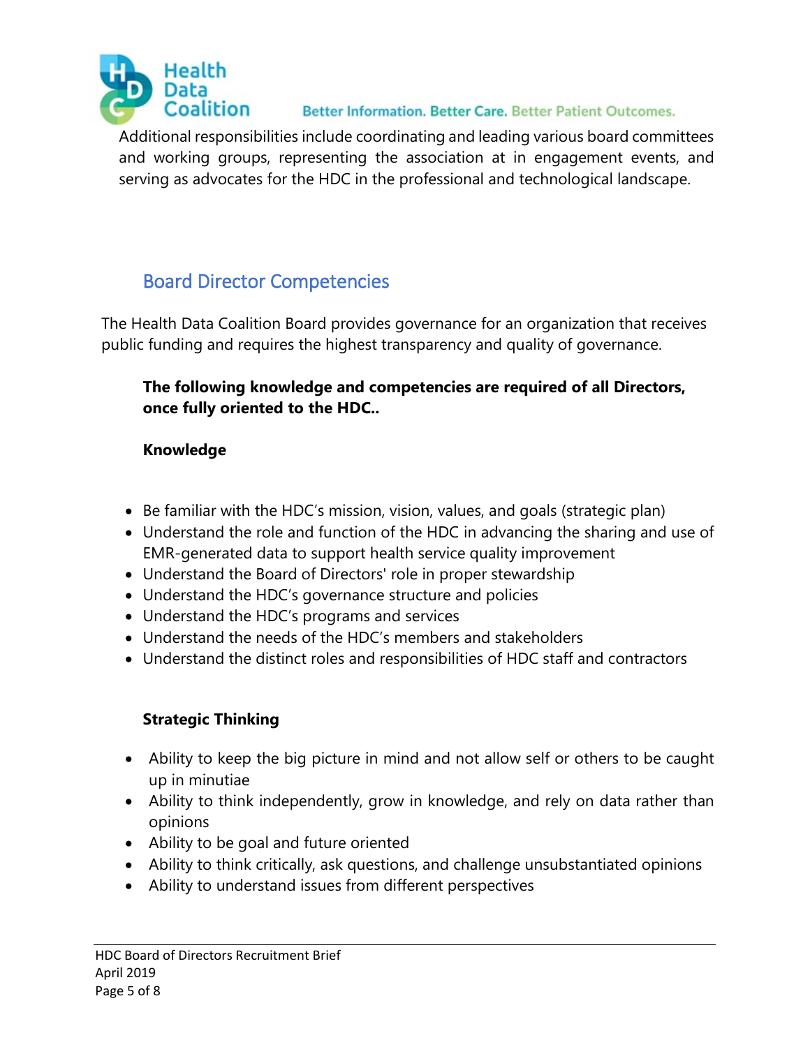Additional responsibilities include coordinating and leading various board committees and working groups, representing the association at in engagement events, and serving as advocates for the HDC in the professional and technological landscape.

## Board Director Competencies

The Health Data Coalition Board provides governance for an organization that receives public funding and requires the highest transparency and quality of governance.

**The following knowledge and competencies are required of all Directors, once fully oriented to the HDC..**

**Knowledge**

- Be familiar with the HDC's mission, vision, values, and goals (strategic plan)
- Understand the role and function of the HDC in advancing the sharing and use of EMR-generated data to support health service quality improvement
- Understand the Board of Directors' role in proper stewardship
- Understand the HDC's governance structure and policies
- Understand the HDC's programs and services
- Understand the needs of the HDC's members and stakeholders
- Understand the distinct roles and responsibilities of HDC staff and contractors

**Strategic Thinking**

- Ability to keep the big picture in mind and not allow self or others to be caught up in minutiae
- Ability to think independently, grow in knowledge, and rely on data rather than opinions
- Ability to be goal and future oriented
- Ability to think critically, ask questions, and challenge unsubstantiated opinions
- Ability to understand issues from different perspectives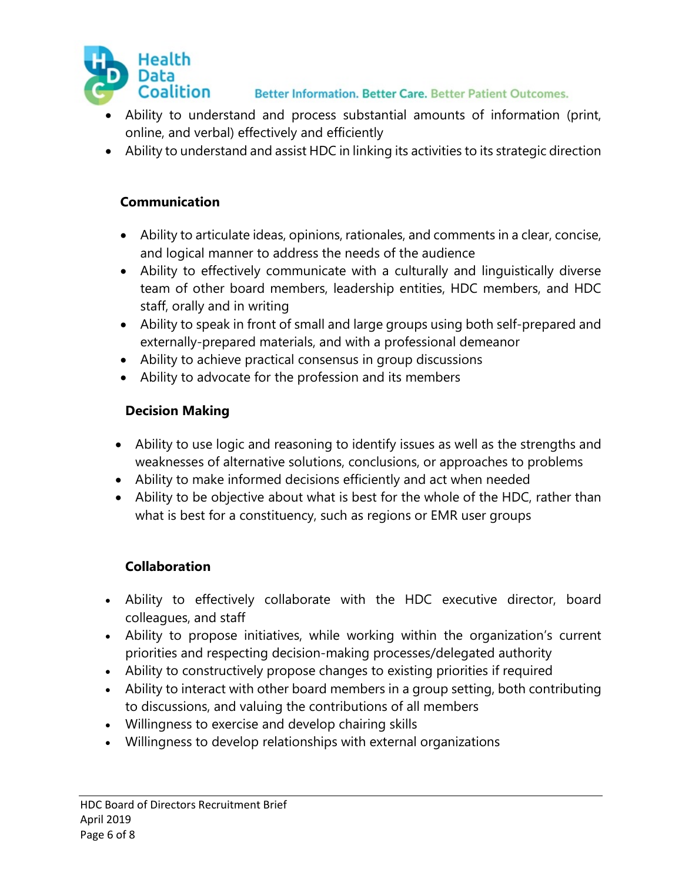- Ability to understand and process substantial amounts of information (print, online, and verbal) effectively and efficiently
- Ability to understand and assist HDC in linking its activities to its strategic direction

### Communication

- Ability to articulate ideas, opinions, rationales, and comments in a clear, concise, and logical manner to address the needs of the audience
- Ability to effectively communicate with a culturally and linguistically diverse team of other board members, leadership entities, HDC members, and HDC staff, orally and in writing
- Ability to speak in front of small and large groups using both self-prepared and externally-prepared materials, and with a professional demeanor
- Ability to achieve practical consensus in group discussions
- Ability to advocate for the profession and its members

### Decision Making

- Ability to use logic and reasoning to identify issues as well as the strengths and weaknesses of alternative solutions, conclusions, or approaches to problems
- Ability to make informed decisions efficiently and act when needed
- Ability to be objective about what is best for the whole of the HDC, rather than what is best for a constituency, such as regions or EMR user groups

### Collaboration

- Ability to effectively collaborate with the HDC executive director, board colleagues, and staff
- Ability to propose initiatives, while working within the organization's current priorities and respecting decision-making processes/delegated authority
- Ability to constructively propose changes to existing priorities if required
- Ability to interact with other board members in a group setting, both contributing to discussions, and valuing the contributions of all members
- Willingness to exercise and develop chairing skills
- Willingness to develop relationships with external organizations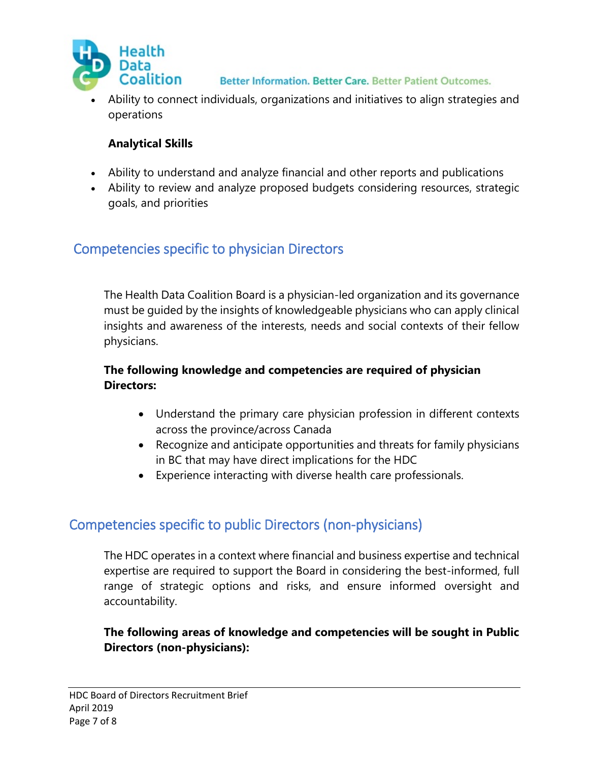- Ability to connect individuals, organizations and initiatives to align strategies and operations

**Analytical Skills**

- Ability to understand and analyze financial and other reports and publications
- Ability to review and analyze proposed budgets considering resources, strategic goals, and priorities

## Competencies specific to physician Directors

The Health Data Coalition Board is a physician-led organization and its governance must be guided by the insights of knowledgeable physicians who can apply clinical insights and awareness of the interests, needs and social contexts of their fellow physicians.

**The following knowledge and competencies are required of physician Directors:**

- Understand the primary care physician profession in different contexts across the province/across Canada
- Recognize and anticipate opportunities and threats for family physicians in BC that may have direct implications for the HDC
- Experience interacting with diverse health care professionals.

## Competencies specific to public Directors (non-physicians)

The HDC operates in a context where financial and business expertise and technical expertise are required to support the Board in considering the best-informed, full range of strategic options and risks, and ensure informed oversight and accountability.

**The following areas of knowledge and competencies will be sought in Public Directors (non-physicians):**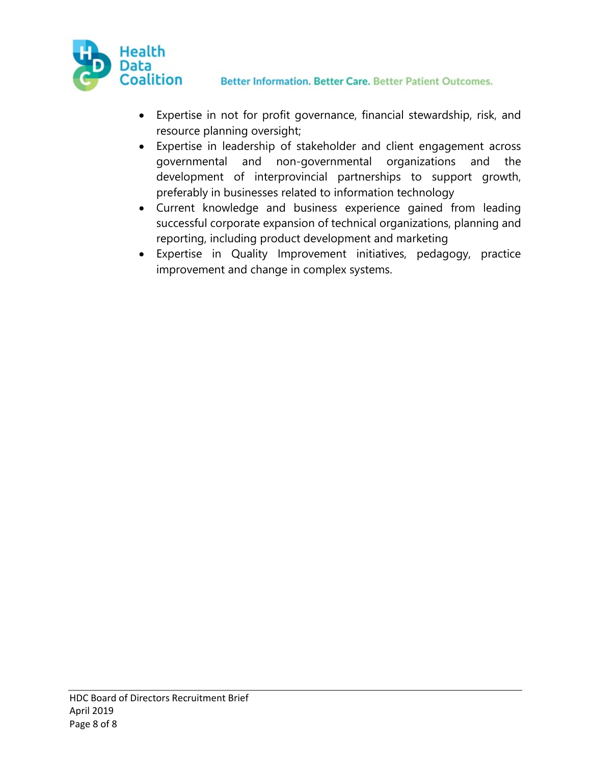- Expertise in not for profit governance, financial stewardship, risk, and resource planning oversight;
- Expertise in leadership of stakeholder and client engagement across governmental and non-governmental organizations and the development of interprovincial partnerships to support growth, preferably in businesses related to information technology
- Current knowledge and business experience gained from leading successful corporate expansion of technical organizations, planning and reporting, including product development and marketing
- Expertise in Quality Improvement initiatives, pedagogy, practice improvement and change in complex systems.